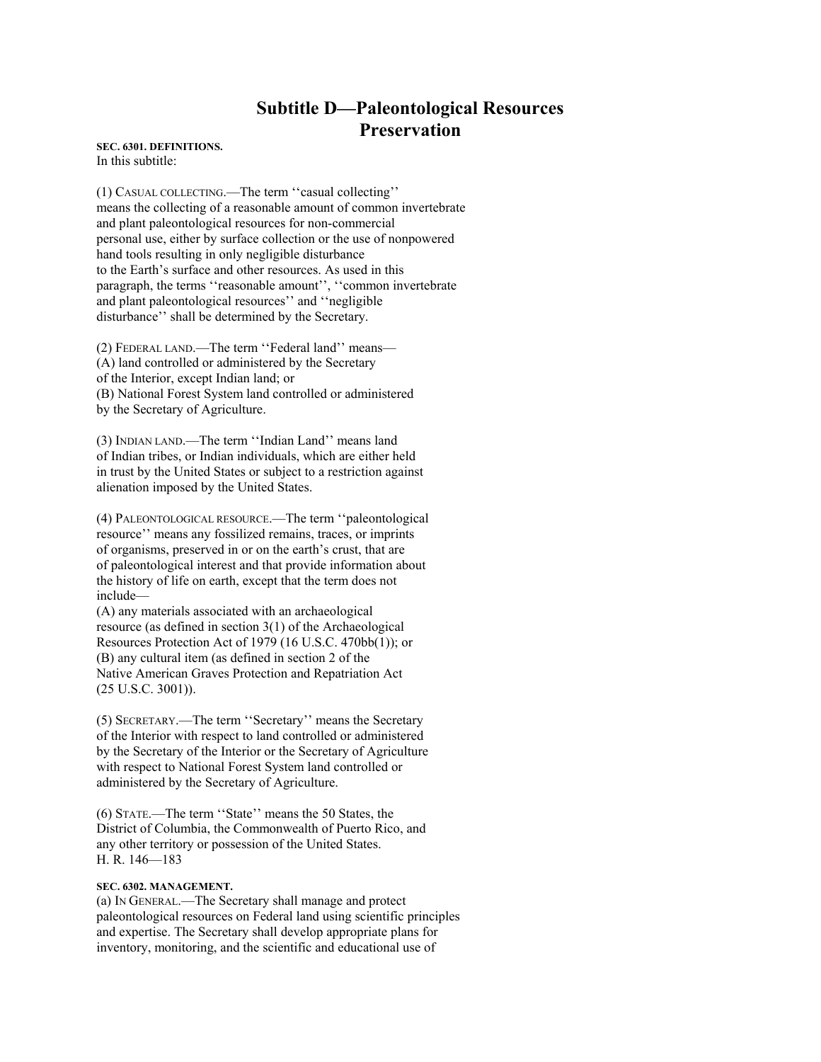# Subtitle D—Paleontological Resources Preservation

**SEC. 6301. DEFINITIONS.**

In this subtitle:

(1) CASUAL COLLECTING.—The term ''casual collecting'' means the collecting of a reasonable amount of common invertebrate and plant paleontological resources for non-commercial personal use, either by surface collection or the use of nonpowered hand tools resulting in only negligible disturbance to the Earth's surface and other resources. As used in this paragraph, the terms ''reasonable amount'', ''common invertebrate and plant paleontological resources'' and ''negligible disturbance'' shall be determined by the Secretary.

(2) FEDERAL LAND.—The term ''Federal land'' means—
(A) land controlled or administered by the Secretary of the Interior, except Indian land; or
(B) National Forest System land controlled or administered by the Secretary of Agriculture.

(3) INDIAN LAND.—The term ''Indian Land'' means land of Indian tribes, or Indian individuals, which are either held in trust by the United States or subject to a restriction against alienation imposed by the United States.

(4) PALEONTOLOGICAL RESOURCE.—The term ''paleontological resource'' means any fossilized remains, traces, or imprints of organisms, preserved in or on the earth's crust, that are of paleontological interest and that provide information about the history of life on earth, except that the term does not include—
(A) any materials associated with an archaeological resource (as defined in section 3(1) of the Archaeological Resources Protection Act of 1979 (16 U.S.C. 470bb(1)); or
(B) any cultural item (as defined in section 2 of the Native American Graves Protection and Repatriation Act (25 U.S.C. 3001)).

(5) SECRETARY.—The term ''Secretary'' means the Secretary of the Interior with respect to land controlled or administered by the Secretary of the Interior or the Secretary of Agriculture with respect to National Forest System land controlled or administered by the Secretary of Agriculture.

(6) STATE.—The term ''State'' means the 50 States, the District of Columbia, the Commonwealth of Puerto Rico, and any other territory or possession of the United States.

**SEC. 6302. MANAGEMENT.**

(a) IN GENERAL.—The Secretary shall manage and protect paleontological resources on Federal land using scientific principles and expertise. The Secretary shall develop appropriate plans for inventory, monitoring, and the scientific and educational use of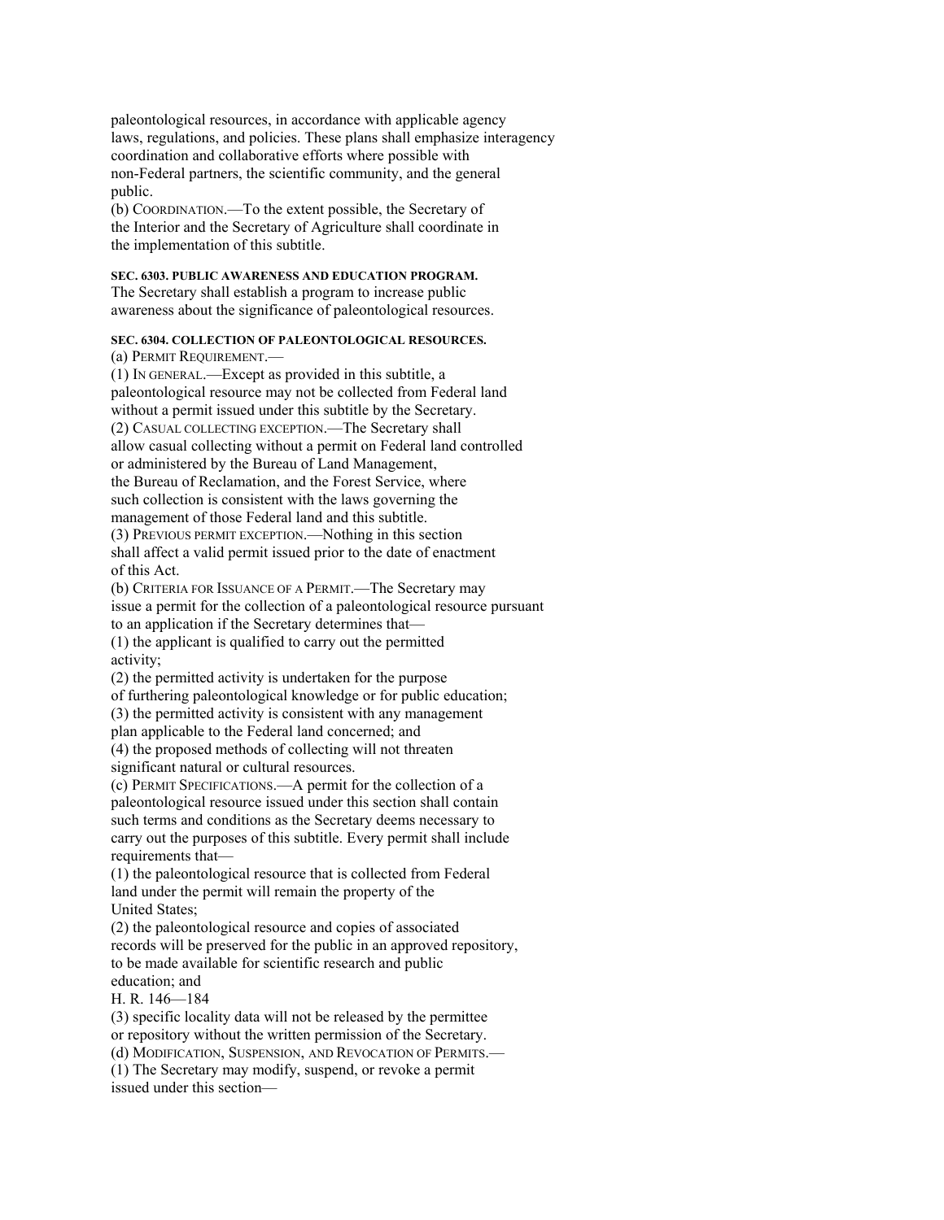paleontological resources, in accordance with applicable agency laws, regulations, and policies. These plans shall emphasize interagency coordination and collaborative efforts where possible with non-Federal partners, the scientific community, and the general public.

(b) COORDINATION.—To the extent possible, the Secretary of the Interior and the Secretary of Agriculture shall coordinate in the implementation of this subtitle.

**SEC. 6303. PUBLIC AWARENESS AND EDUCATION PROGRAM.**

The Secretary shall establish a program to increase public awareness about the significance of paleontological resources.

**SEC. 6304. COLLECTION OF PALEONTOLOGICAL RESOURCES.**

(a) PERMIT REQUIREMENT.—

(1) IN GENERAL.—Except as provided in this subtitle, a paleontological resource may not be collected from Federal land without a permit issued under this subtitle by the Secretary.

(2) CASUAL COLLECTING EXCEPTION.—The Secretary shall allow casual collecting without a permit on Federal land controlled or administered by the Bureau of Land Management, the Bureau of Reclamation, and the Forest Service, where such collection is consistent with the laws governing the management of those Federal land and this subtitle.

(3) PREVIOUS PERMIT EXCEPTION.—Nothing in this section shall affect a valid permit issued prior to the date of enactment of this Act.

(b) CRITERIA FOR ISSUANCE OF A PERMIT.—The Secretary may issue a permit for the collection of a paleontological resource pursuant to an application if the Secretary determines that—

(1) the applicant is qualified to carry out the permitted activity;

(2) the permitted activity is undertaken for the purpose of furthering paleontological knowledge or for public education;

(3) the permitted activity is consistent with any management plan applicable to the Federal land concerned; and

(4) the proposed methods of collecting will not threaten significant natural or cultural resources.

(c) PERMIT SPECIFICATIONS.—A permit for the collection of a paleontological resource issued under this section shall contain such terms and conditions as the Secretary deems necessary to carry out the purposes of this subtitle. Every permit shall include requirements that—

(1) the paleontological resource that is collected from Federal land under the permit will remain the property of the United States;

(2) the paleontological resource and copies of associated records will be preserved for the public in an approved repository, to be made available for scientific research and public education; and

(3) specific locality data will not be released by the permittee or repository without the written permission of the Secretary.

(d) MODIFICATION, SUSPENSION, AND REVOCATION OF PERMITS.—

(1) The Secretary may modify, suspend, or revoke a permit issued under this section—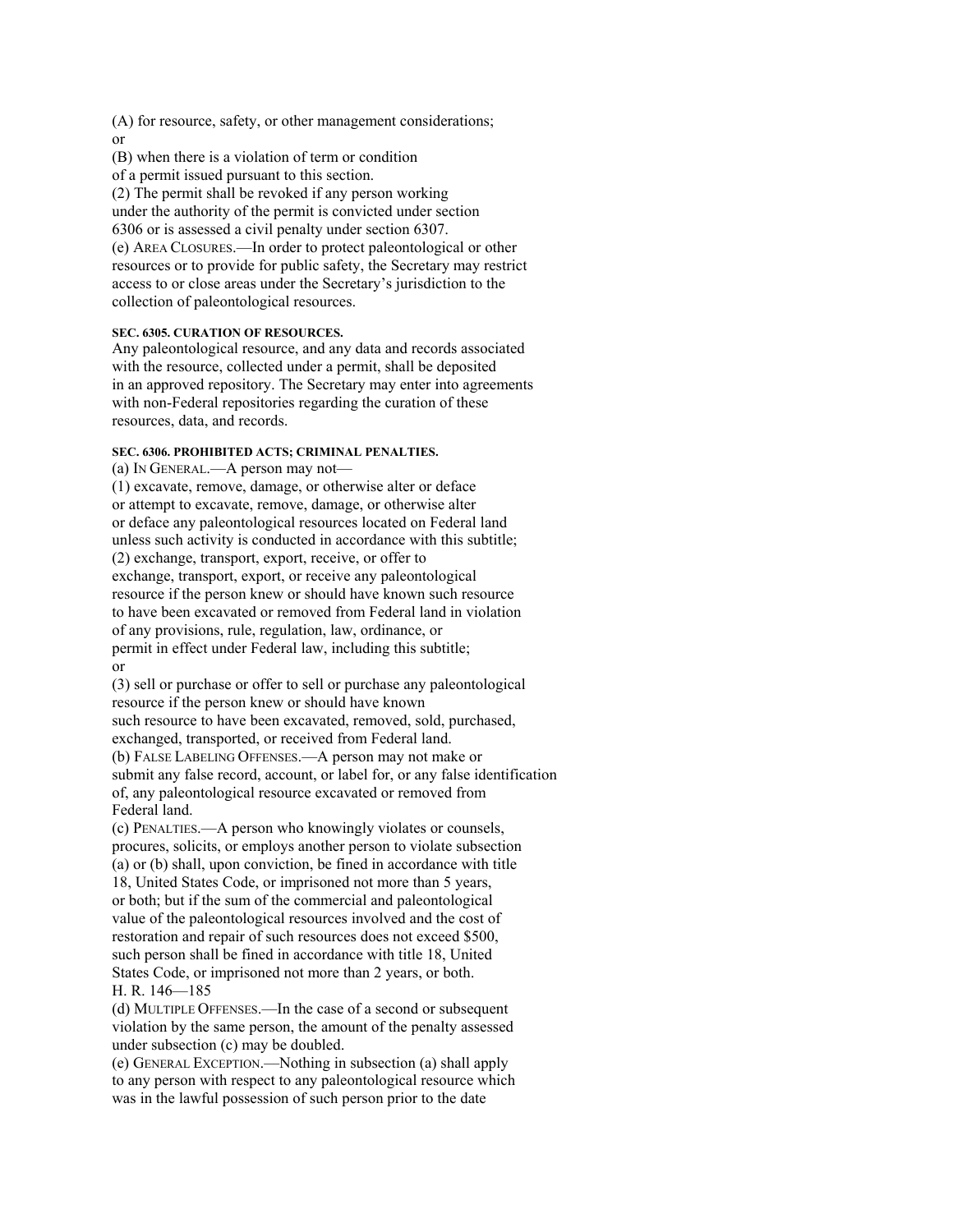(A) for resource, safety, or other management considerations; or

(B) when there is a violation of term or condition of a permit issued pursuant to this section.

(2) The permit shall be revoked if any person working under the authority of the permit is convicted under section 6306 or is assessed a civil penalty under section 6307.

(e) AREA CLOSURES.—In order to protect paleontological or other resources or to provide for public safety, the Secretary may restrict access to or close areas under the Secretary's jurisdiction to the collection of paleontological resources.

#### SEC. 6305. CURATION OF RESOURCES.

Any paleontological resource, and any data and records associated with the resource, collected under a permit, shall be deposited in an approved repository. The Secretary may enter into agreements with non-Federal repositories regarding the curation of these resources, data, and records.

#### SEC. 6306. PROHIBITED ACTS; CRIMINAL PENALTIES.

(a) IN GENERAL.—A person may not—

(1) excavate, remove, damage, or otherwise alter or deface or attempt to excavate, remove, damage, or otherwise alter or deface any paleontological resources located on Federal land unless such activity is conducted in accordance with this subtitle;

(2) exchange, transport, export, receive, or offer to exchange, transport, export, or receive any paleontological resource if the person knew or should have known such resource to have been excavated or removed from Federal land in violation of any provisions, rule, regulation, law, ordinance, or permit in effect under Federal law, including this subtitle; or

(3) sell or purchase or offer to sell or purchase any paleontological resource if the person knew or should have known such resource to have been excavated, removed, sold, purchased, exchanged, transported, or received from Federal land.

(b) FALSE LABELING OFFENSES.—A person may not make or submit any false record, account, or label for, or any false identification of, any paleontological resource excavated or removed from Federal land.

(c) PENALTIES.—A person who knowingly violates or counsels, procures, solicits, or employs another person to violate subsection (a) or (b) shall, upon conviction, be fined in accordance with title 18, United States Code, or imprisoned not more than 5 years, or both; but if the sum of the commercial and paleontological value of the paleontological resources involved and the cost of restoration and repair of such resources does not exceed $500, such person shall be fined in accordance with title 18, United States Code, or imprisoned not more than 2 years, or both.

(d) MULTIPLE OFFENSES.—In the case of a second or subsequent violation by the same person, the amount of the penalty assessed under subsection (c) may be doubled.

(e) GENERAL EXCEPTION.—Nothing in subsection (a) shall apply to any person with respect to any paleontological resource which was in the lawful possession of such person prior to the date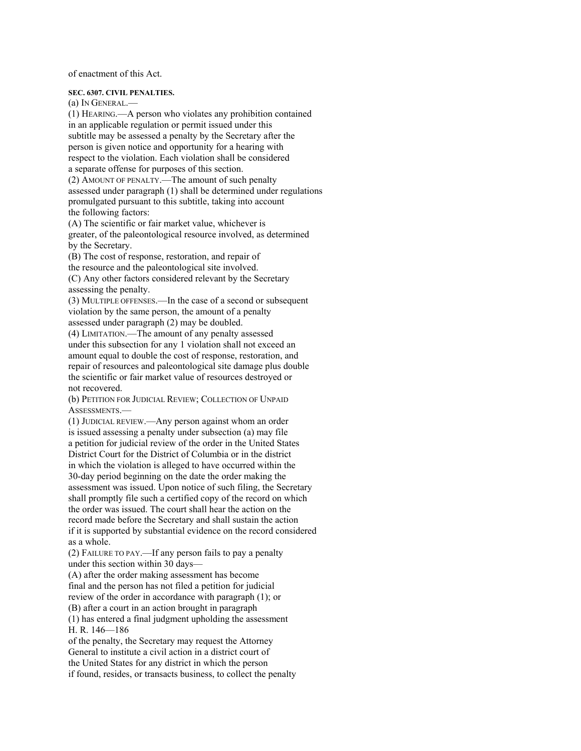of enactment of this Act.

**SEC. 6307. CIVIL PENALTIES.**

(a) IN GENERAL.—

(1) HEARING.—A person who violates any prohibition contained in an applicable regulation or permit issued under this subtitle may be assessed a penalty by the Secretary after the person is given notice and opportunity for a hearing with respect to the violation. Each violation shall be considered a separate offense for purposes of this section.

(2) AMOUNT OF PENALTY.—The amount of such penalty assessed under paragraph (1) shall be determined under regulations promulgated pursuant to this subtitle, taking into account the following factors:

(A) The scientific or fair market value, whichever is greater, of the paleontological resource involved, as determined by the Secretary.

(B) The cost of response, restoration, and repair of the resource and the paleontological site involved.

(C) Any other factors considered relevant by the Secretary assessing the penalty.

(3) MULTIPLE OFFENSES.—In the case of a second or subsequent violation by the same person, the amount of a penalty assessed under paragraph (2) may be doubled.

(4) LIMITATION.—The amount of any penalty assessed under this subsection for any 1 violation shall not exceed an amount equal to double the cost of response, restoration, and repair of resources and paleontological site damage plus double the scientific or fair market value of resources destroyed or not recovered.

(b) PETITION FOR JUDICIAL REVIEW; COLLECTION OF UNPAID ASSESSMENTS.—

(1) JUDICIAL REVIEW.—Any person against whom an order is issued assessing a penalty under subsection (a) may file a petition for judicial review of the order in the United States District Court for the District of Columbia or in the district in which the violation is alleged to have occurred within the 30-day period beginning on the date the order making the assessment was issued. Upon notice of such filing, the Secretary shall promptly file such a certified copy of the record on which the order was issued. The court shall hear the action on the record made before the Secretary and shall sustain the action if it is supported by substantial evidence on the record considered as a whole.

(2) FAILURE TO PAY.—If any person fails to pay a penalty under this section within 30 days—

(A) after the order making assessment has become final and the person has not filed a petition for judicial review of the order in accordance with paragraph (1); or

(B) after a court in an action brought in paragraph (1) has entered a final judgment upholding the assessment of the penalty, the Secretary may request the Attorney General to institute a civil action in a district court of the United States for any district in which the person if found, resides, or transacts business, to collect the penalty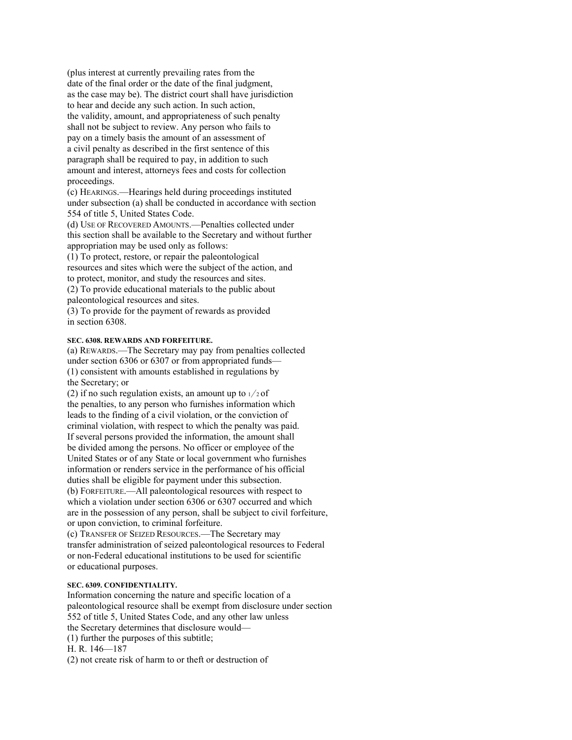(plus interest at currently prevailing rates from the date of the final order or the date of the final judgment, as the case may be). The district court shall have jurisdiction to hear and decide any such action. In such action, the validity, amount, and appropriateness of such penalty shall not be subject to review. Any person who fails to pay on a timely basis the amount of an assessment of a civil penalty as described in the first sentence of this paragraph shall be required to pay, in addition to such amount and interest, attorneys fees and costs for collection proceedings.

(c) HEARINGS.—Hearings held during proceedings instituted under subsection (a) shall be conducted in accordance with section 554 of title 5, United States Code.

(d) USE OF RECOVERED AMOUNTS.—Penalties collected under this section shall be available to the Secretary and without further appropriation may be used only as follows:

(1) To protect, restore, or repair the paleontological resources and sites which were the subject of the action, and to protect, monitor, and study the resources and sites.

(2) To provide educational materials to the public about paleontological resources and sites.

(3) To provide for the payment of rewards as provided in section 6308.

#### SEC. 6308. REWARDS AND FORFEITURE.

(a) REWARDS.—The Secretary may pay from penalties collected under section 6306 or 6307 or from appropriated funds—

(1) consistent with amounts established in regulations by the Secretary; or

(2) if no such regulation exists, an amount up to $1/2$ of the penalties, to any person who furnishes information which leads to the finding of a civil violation, or the conviction of criminal violation, with respect to which the penalty was paid. If several persons provided the information, the amount shall be divided among the persons. No officer or employee of the United States or of any State or local government who furnishes information or renders service in the performance of his official duties shall be eligible for payment under this subsection.

(b) FORFEITURE.—All paleontological resources with respect to which a violation under section 6306 or 6307 occurred and which are in the possession of any person, shall be subject to civil forfeiture, or upon conviction, to criminal forfeiture.

(c) TRANSFER OF SEIZED RESOURCES.—The Secretary may transfer administration of seized paleontological resources to Federal or non-Federal educational institutions to be used for scientific or educational purposes.

#### SEC. 6309. CONFIDENTIALITY.

Information concerning the nature and specific location of a paleontological resource shall be exempt from disclosure under section 552 of title 5, United States Code, and any other law unless the Secretary determines that disclosure would—

(1) further the purposes of this subtitle;

(2) not create risk of harm to or theft or destruction of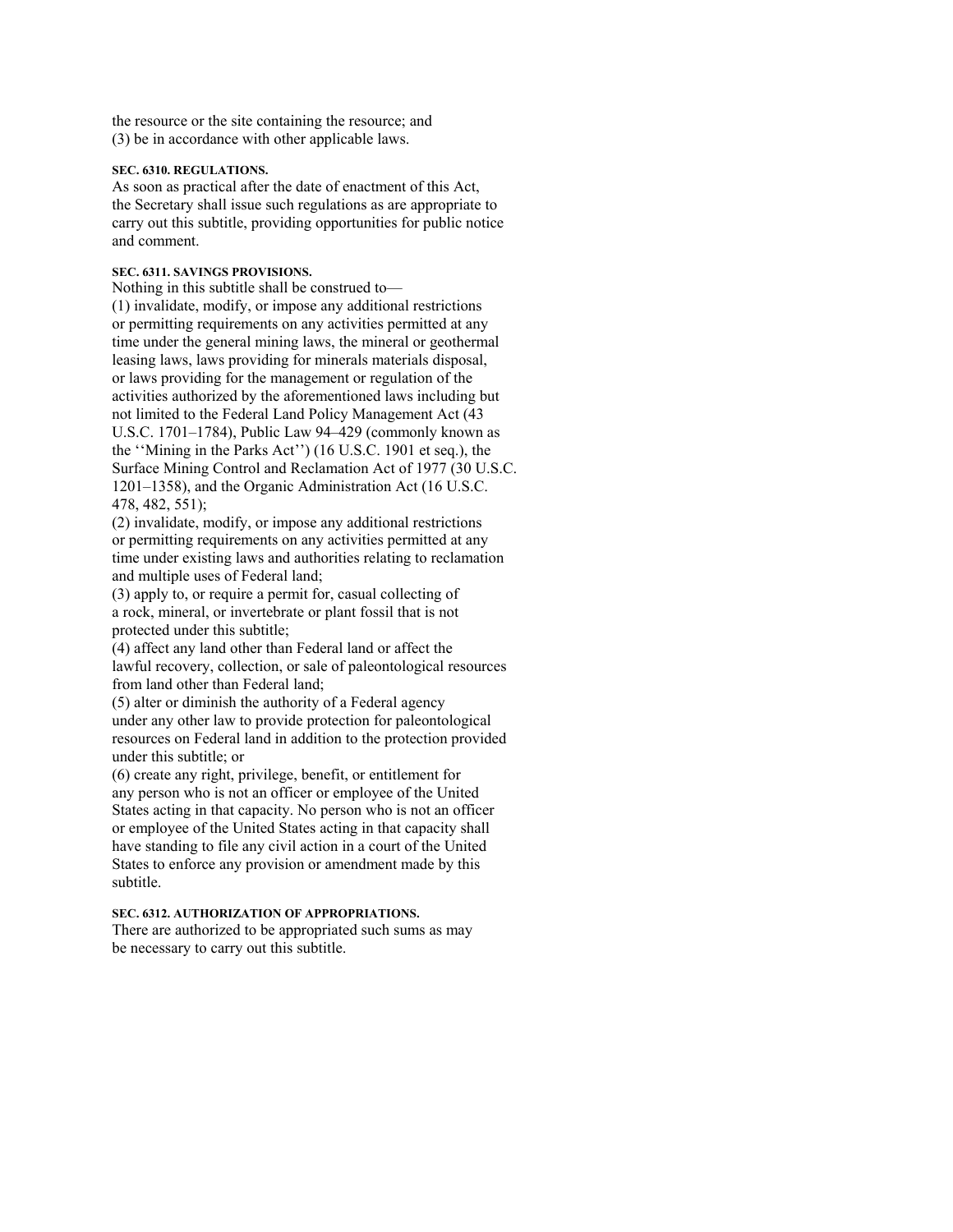the resource or the site containing the resource; and
(3) be in accordance with other applicable laws.

#### SEC. 6310. REGULATIONS.

As soon as practical after the date of enactment of this Act, the Secretary shall issue such regulations as are appropriate to carry out this subtitle, providing opportunities for public notice and comment.

#### SEC. 6311. SAVINGS PROVISIONS.

Nothing in this subtitle shall be construed to—
(1) invalidate, modify, or impose any additional restrictions or permitting requirements on any activities permitted at any time under the general mining laws, the mineral or geothermal leasing laws, laws providing for minerals materials disposal, or laws providing for the management or regulation of the activities authorized by the aforementioned laws including but not limited to the Federal Land Policy Management Act (43 U.S.C. 1701–1784), Public Law 94–429 (commonly known as the ''Mining in the Parks Act'') (16 U.S.C. 1901 et seq.), the Surface Mining Control and Reclamation Act of 1977 (30 U.S.C. 1201–1358), and the Organic Administration Act (16 U.S.C. 478, 482, 551);
(2) invalidate, modify, or impose any additional restrictions or permitting requirements on any activities permitted at any time under existing laws and authorities relating to reclamation and multiple uses of Federal land;
(3) apply to, or require a permit for, casual collecting of a rock, mineral, or invertebrate or plant fossil that is not protected under this subtitle;
(4) affect any land other than Federal land or affect the lawful recovery, collection, or sale of paleontological resources from land other than Federal land;
(5) alter or diminish the authority of a Federal agency under any other law to provide protection for paleontological resources on Federal land in addition to the protection provided under this subtitle; or
(6) create any right, privilege, benefit, or entitlement for any person who is not an officer or employee of the United States acting in that capacity. No person who is not an officer or employee of the United States acting in that capacity shall have standing to file any civil action in a court of the United States to enforce any provision or amendment made by this subtitle.

#### SEC. 6312. AUTHORIZATION OF APPROPRIATIONS.

There are authorized to be appropriated such sums as may be necessary to carry out this subtitle.